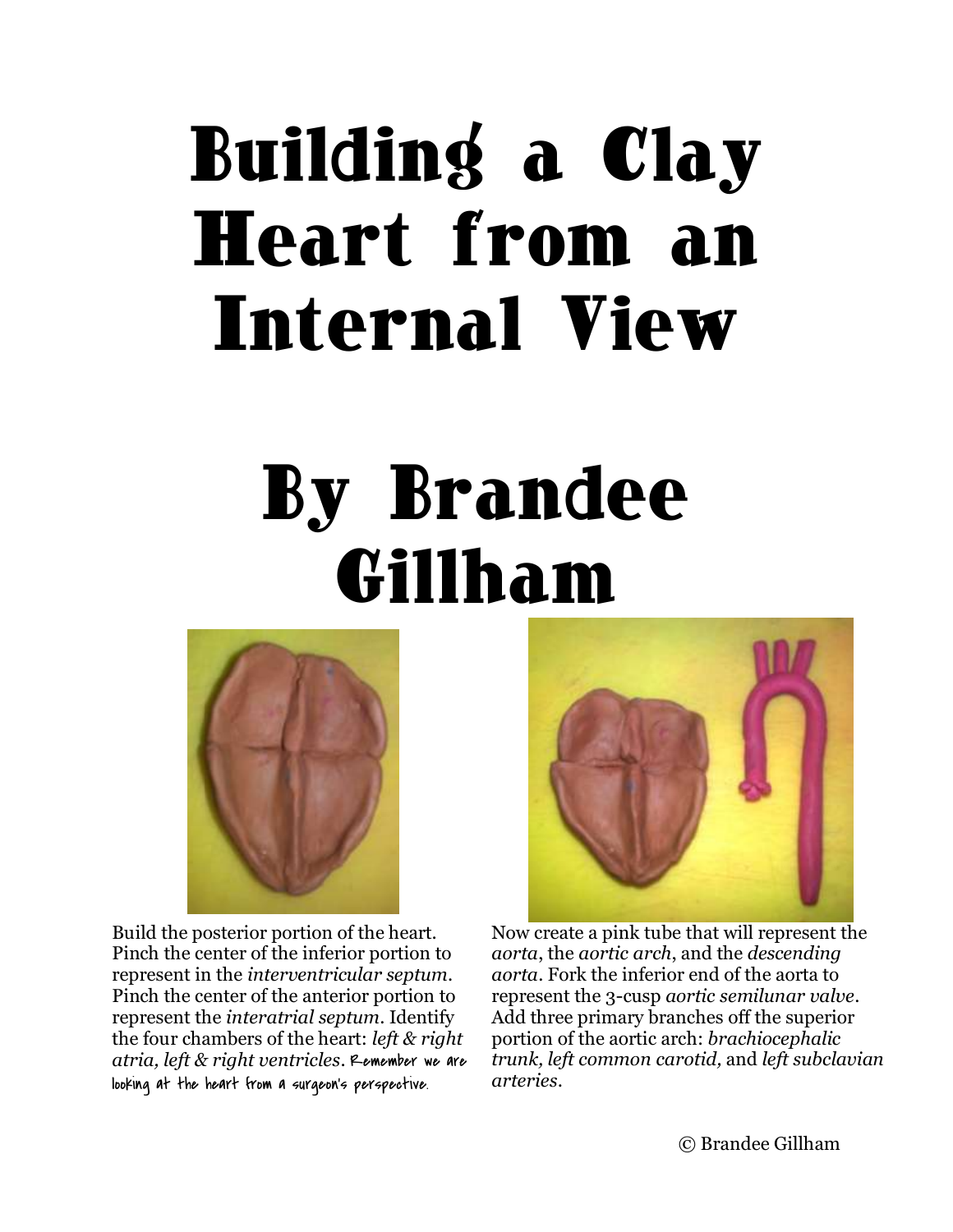# Building a Clay Heart from an Internal View

# By Brandee Gillham

Build the posterior portion of the heart. Pinch the center of the inferior portion to represent in the *interventricular septum*. Pinch the center of the anterior portion to represent the *interatrial septum*. Identify the four chambers of the heart: *left & right atria, left & right ventricles*. Remember we are looking at the heart from a surgeon's perspective.

Now create a pink tube that will represent the *aorta*, the *aortic arch*, and the *descending aorta*. Fork the inferior end of the aorta to represent the 3-cusp *aortic semilunar valve*. Add three primary branches off the superior portion of the aortic arch: *brachiocephalic trunk, left common carotid,* and *left subclavian arteries*.

© Brandee Gillham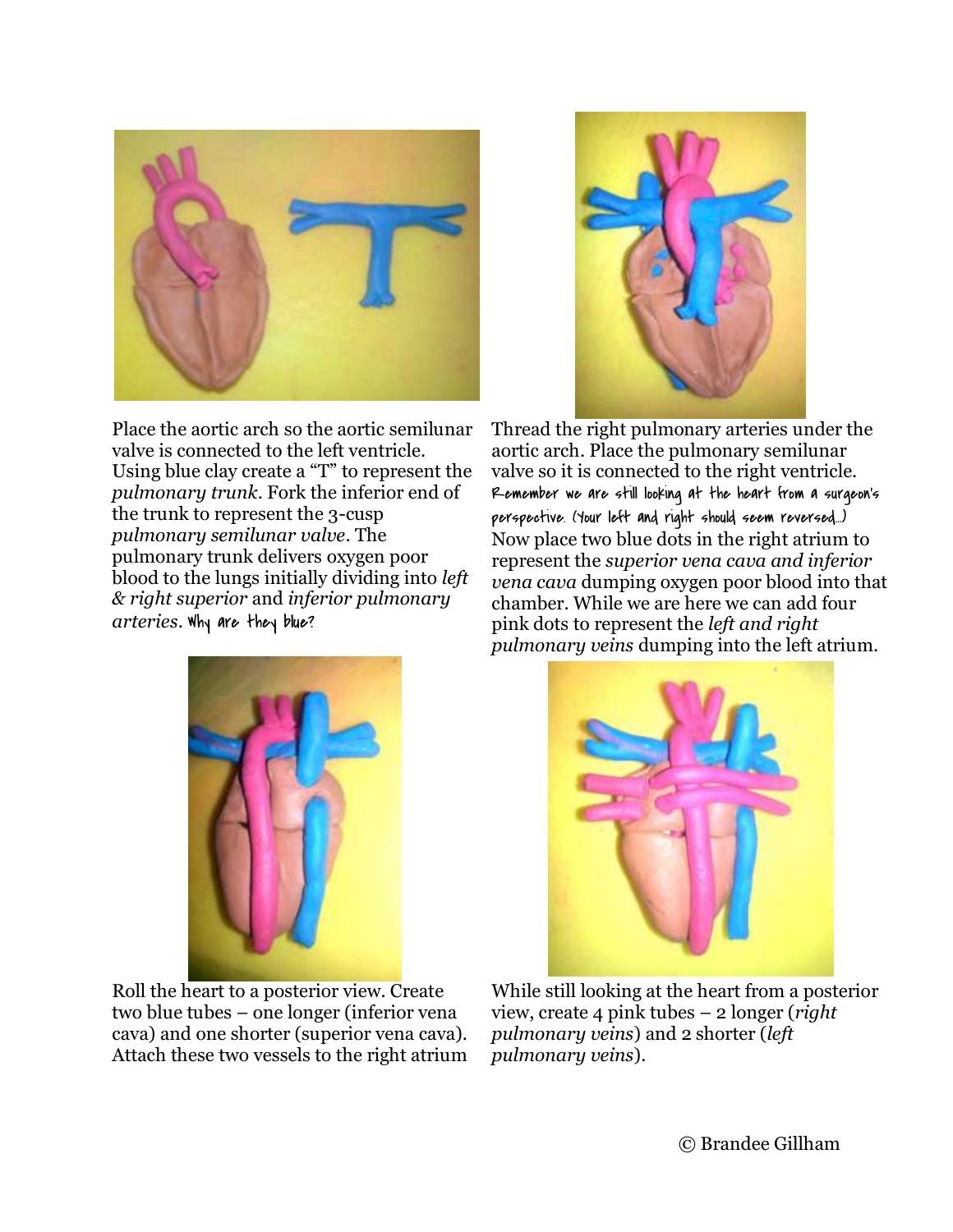Place the aortic arch so the aortic semilunar valve is connected to the left ventricle. Using blue clay create a "T" to represent the *pulmonary trunk*. Fork the inferior end of the trunk to represent the 3-cusp *pulmonary semilunar valve*. The pulmonary trunk delivers oxygen poor blood to the lungs initially dividing into *left & right superior* and *inferior pulmonary arteries*. Why are they blue?

Thread the right pulmonary arteries under the aortic arch. Place the pulmonary semilunar valve so it is connected to the right ventricle. Remember we are still looking at the heart from a surgeon's perspective. (Your left and right should seem reversed…) Now place two blue dots in the right atrium to represent the *superior vena cava and inferior vena cava* dumping oxygen poor blood into that chamber. While we are here we can add four pink dots to represent the *left and right pulmonary veins* dumping into the left atrium.

Roll the heart to a posterior view. Create two blue tubes – one longer (inferior vena cava) and one shorter (superior vena cava). Attach these two vessels to the right atrium

While still looking at the heart from a posterior view, create 4 pink tubes – 2 longer (*right pulmonary veins*) and 2 shorter (*left pulmonary veins*).

© Brandee Gillham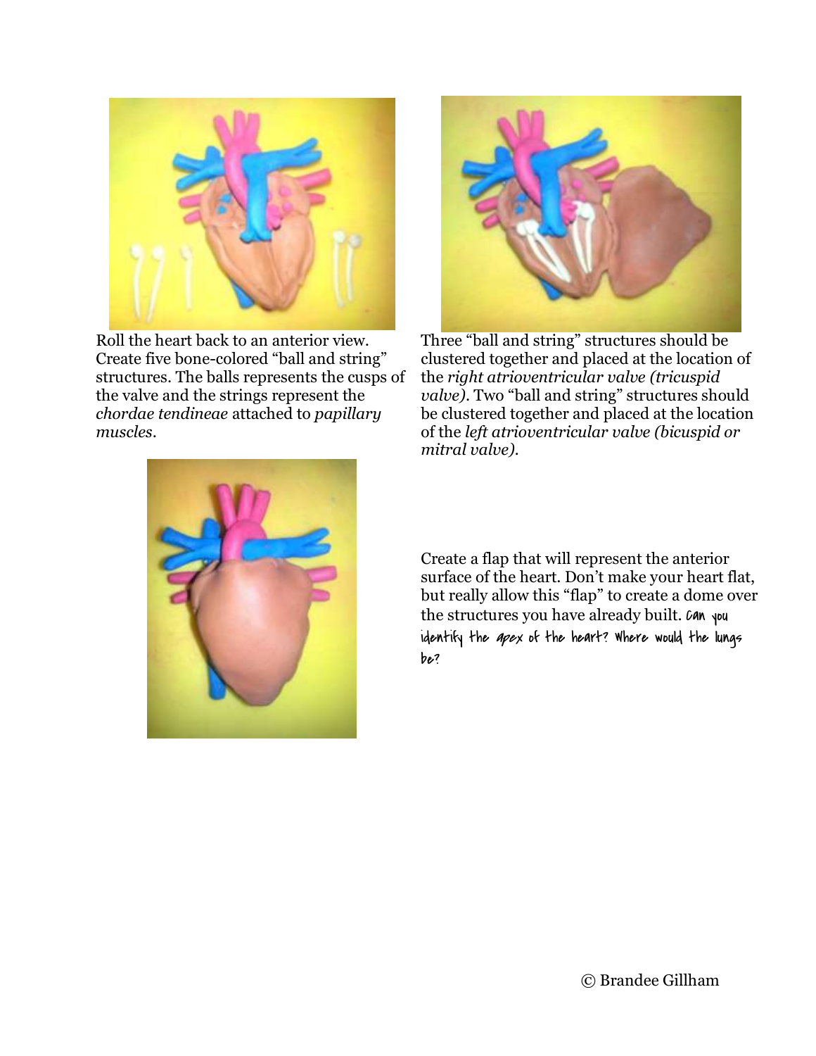Roll the heart back to an anterior view. Create five bone-colored "ball and string" structures. The balls represents the cusps of the valve and the strings represent the *chordae tendineae* attached to *papillary muscles*.

Three "ball and string" structures should be clustered together and placed at the location of the *right atrioventricular valve (tricuspid valve)*. Two "ball and string" structures should be clustered together and placed at the location of the *left atrioventricular valve (bicuspid or mitral valve)*.

Create a flap that will represent the anterior surface of the heart. Don't make your heart flat, but really allow this "flap" to create a dome over the structures you have already built. Can you identify the *apex* of the heart? Where would the lungs be?

© Brandee Gillham